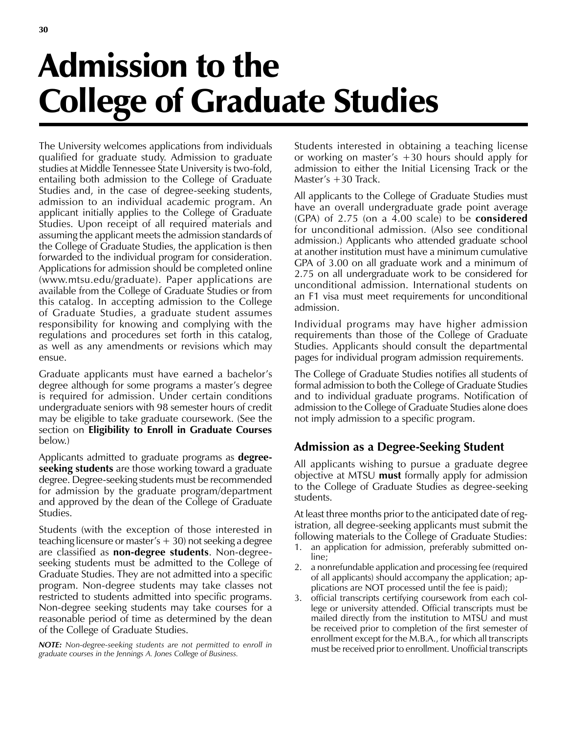# Admission to the College of Graduate Studies

The University welcomes applications from individuals qualified for graduate study. Admission to graduate studies at Middle Tennessee State University is two-fold, entailing both admission to the College of Graduate Studies and, in the case of degree-seeking students, admission to an individual academic program. An applicant initially applies to the College of Graduate Studies. Upon receipt of all required materials and assuming the applicant meets the admission standards of the College of Graduate Studies, the application is then forwarded to the individual program for consideration. Applications for admission should be completed online (www.mtsu.edu/graduate). Paper applications are available from the College of Graduate Studies or from this catalog. In accepting admission to the College of Graduate Studies, a graduate student assumes responsibility for knowing and complying with the regulations and procedures set forth in this catalog, as well as any amendments or revisions which may ensue.

Graduate applicants must have earned a bachelor's degree although for some programs a master's degree is required for admission. Under certain conditions undergraduate seniors with 98 semester hours of credit may be eligible to take graduate coursework. (See the section on **Eligibility to Enroll in Graduate Courses** below.)

Applicants admitted to graduate programs as **degree-seeking students** are those working toward a graduate degree. Degree-seeking students must be recommended for admission by the graduate program/department and approved by the dean of the College of Graduate Studies.

Students (with the exception of those interested in teaching licensure or master's + 30) not seeking a degree are classified as **non-degree students**. Non-degree-seeking students must be admitted to the College of Graduate Studies. They are not admitted into a specific program. Non-degree students may take classes not restricted to students admitted into specific programs. Non-degree seeking students may take courses for a reasonable period of time as determined by the dean of the College of Graduate Studies.

***NOTE:*** *Non-degree-seeking students are not permitted to enroll in graduate courses in the Jennings A. Jones College of Business.*

Students interested in obtaining a teaching license or working on master's +30 hours should apply for admission to either the Initial Licensing Track or the Master's +30 Track.

All applicants to the College of Graduate Studies must have an overall undergraduate grade point average (GPA) of 2.75 (on a 4.00 scale) to be **considered** for unconditional admission. (Also see conditional admission.) Applicants who attended graduate school at another institution must have a minimum cumulative GPA of 3.00 on all graduate work and a minimum of 2.75 on all undergraduate work to be considered for unconditional admission. International students on an F1 visa must meet requirements for unconditional admission.

Individual programs may have higher admission requirements than those of the College of Graduate Studies. Applicants should consult the departmental pages for individual program admission requirements.

The College of Graduate Studies notifies all students of formal admission to both the College of Graduate Studies and to individual graduate programs. Notification of admission to the College of Graduate Studies alone does not imply admission to a specific program.

## Admission as a Degree-Seeking Student

All applicants wishing to pursue a graduate degree objective at MTSU **must** formally apply for admission to the College of Graduate Studies as degree-seeking students.

At least three months prior to the anticipated date of registration, all degree-seeking applicants must submit the following materials to the College of Graduate Studies:

1. an application for admission, preferably submitted online;
2. a nonrefundable application and processing fee (required of all applicants) should accompany the application; applications are NOT processed until the fee is paid);
3. official transcripts certifying coursework from each college or university attended. Official transcripts must be mailed directly from the institution to MTSU and must be received prior to completion of the first semester of enrollment except for the M.B.A., for which all transcripts must be received prior to enrollment. Unofficial transcripts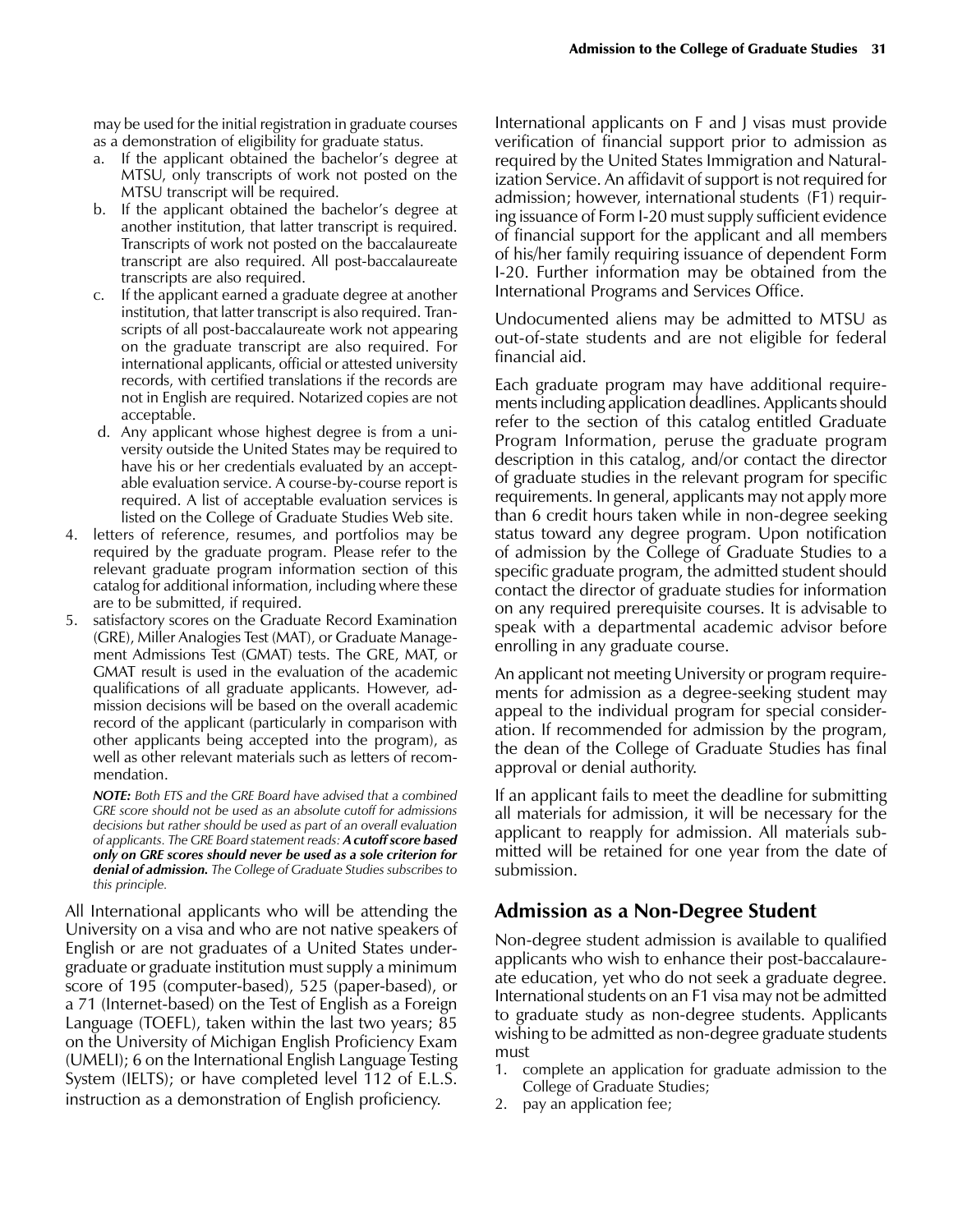may be used for the initial registration in graduate courses as a demonstration of eligibility for graduate status.

a. If the applicant obtained the bachelor's degree at MTSU, only transcripts of work not posted on the MTSU transcript will be required.
b. If the applicant obtained the bachelor's degree at another institution, that latter transcript is required. Transcripts of work not posted on the baccalaureate transcript are also required. All post-baccalaureate transcripts are also required.
c. If the applicant earned a graduate degree at another institution, that latter transcript is also required. Transcripts of all post-baccalaureate work not appearing on the graduate transcript are also required. For international applicants, official or attested university records, with certified translations if the records are not in English are required. Notarized copies are not acceptable.
d. Any applicant whose highest degree is from a university outside the United States may be required to have his or her credentials evaluated by an acceptable evaluation service. A course-by-course report is required. A list of acceptable evaluation services is listed on the College of Graduate Studies Web site.

4. letters of reference, resumes, and portfolios may be required by the graduate program. Please refer to the relevant graduate program information section of this catalog for additional information, including where these are to be submitted, if required.
5. satisfactory scores on the Graduate Record Examination (GRE), Miller Analogies Test (MAT), or Graduate Management Admissions Test (GMAT) tests. The GRE, MAT, or GMAT result is used in the evaluation of the academic qualifications of all graduate applicants. However, admission decisions will be based on the overall academic record of the applicant (particularly in comparison with other applicants being accepted into the program), as well as other relevant materials such as letters of recommendation.

   ***NOTE:*** *Both ETS and the GRE Board have advised that a combined GRE score should not be used as an absolute cutoff for admissions decisions but rather should be used as part of an overall evaluation of applicants. The GRE Board statement reads:* ***A cutoff score based only on GRE scores should never be used as a sole criterion for denial of admission.*** *The College of Graduate Studies subscribes to this principle.*

All International applicants who will be attending the University on a visa and who are not native speakers of English or are not graduates of a United States undergraduate or graduate institution must supply a minimum score of 195 (computer-based), 525 (paper-based), or a 71 (Internet-based) on the Test of English as a Foreign Language (TOEFL), taken within the last two years; 85 on the University of Michigan English Proficiency Exam (UMELI); 6 on the International English Language Testing System (IELTS); or have completed level 112 of E.L.S. instruction as a demonstration of English proficiency.

International applicants on F and J visas must provide verification of financial support prior to admission as required by the United States Immigration and Naturalization Service. An affidavit of support is not required for admission; however, international students (F1) requiring issuance of Form I-20 must supply sufficient evidence of financial support for the applicant and all members of his/her family requiring issuance of dependent Form I-20. Further information may be obtained from the International Programs and Services Office.

Undocumented aliens may be admitted to MTSU as out-of-state students and are not eligible for federal financial aid.

Each graduate program may have additional requirements including application deadlines. Applicants should refer to the section of this catalog entitled Graduate Program Information, peruse the graduate program description in this catalog, and/or contact the director of graduate studies in the relevant program for specific requirements. In general, applicants may not apply more than 6 credit hours taken while in non-degree seeking status toward any degree program. Upon notification of admission by the College of Graduate Studies to a specific graduate program, the admitted student should contact the director of graduate studies for information on any required prerequisite courses. It is advisable to speak with a departmental academic advisor before enrolling in any graduate course.

An applicant not meeting University or program requirements for admission as a degree-seeking student may appeal to the individual program for special consideration. If recommended for admission by the program, the dean of the College of Graduate Studies has final approval or denial authority.

If an applicant fails to meet the deadline for submitting all materials for admission, it will be necessary for the applicant to reapply for admission. All materials submitted will be retained for one year from the date of submission.

## Admission as a Non-Degree Student

Non-degree student admission is available to qualified applicants who wish to enhance their post-baccalaureate education, yet who do not seek a graduate degree. International students on an F1 visa may not be admitted to graduate study as non-degree students. Applicants wishing to be admitted as non-degree graduate students must

1. complete an application for graduate admission to the College of Graduate Studies;
2. pay an application fee;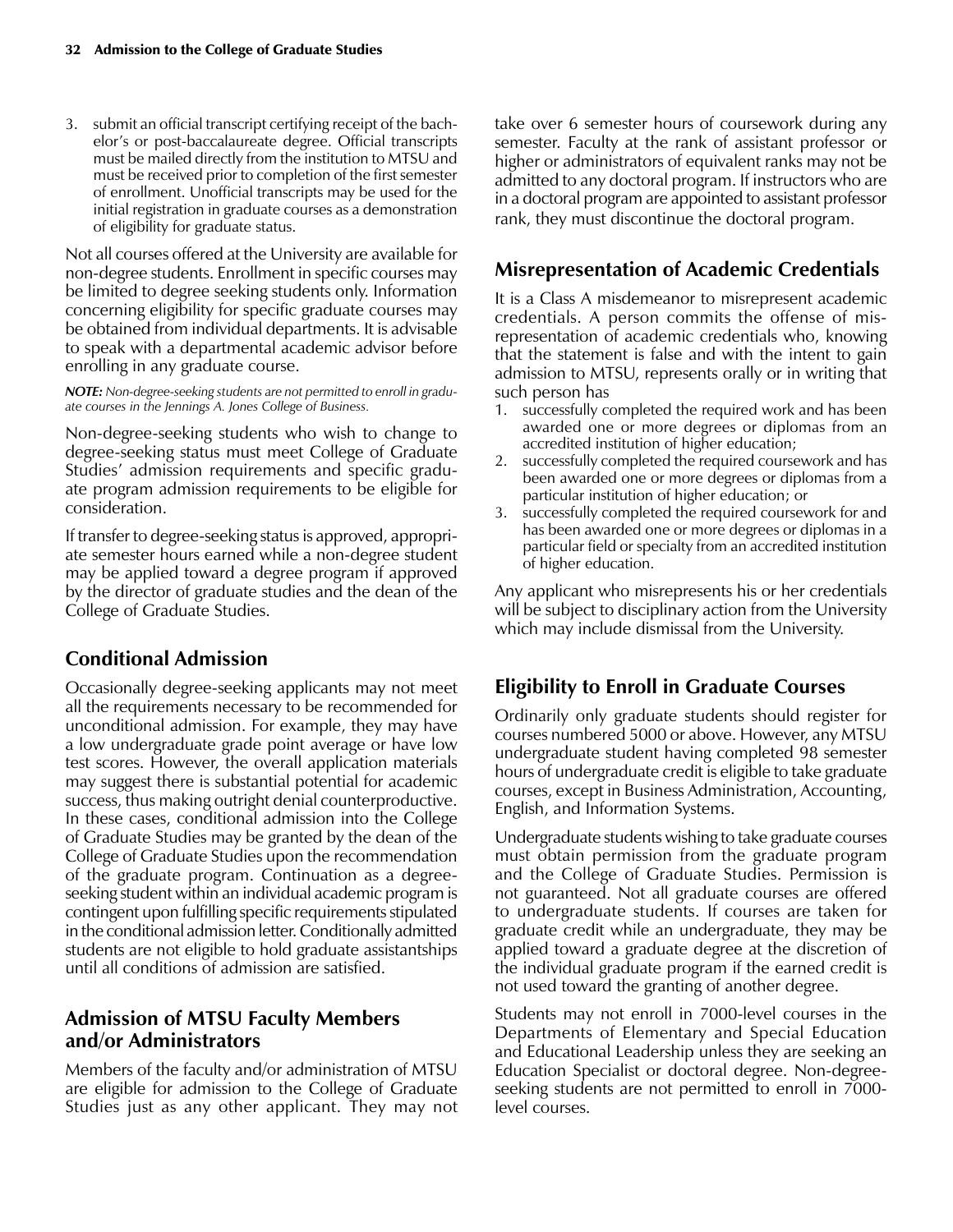3. submit an official transcript certifying receipt of the bachelor's or post-baccalaureate degree. Official transcripts must be mailed directly from the institution to MTSU and must be received prior to completion of the first semester of enrollment. Unofficial transcripts may be used for the initial registration in graduate courses as a demonstration of eligibility for graduate status.

Not all courses offered at the University are available for non-degree students. Enrollment in specific courses may be limited to degree seeking students only. Information concerning eligibility for specific graduate courses may be obtained from individual departments. It is advisable to speak with a departmental academic advisor before enrolling in any graduate course.

***NOTE:*** *Non-degree-seeking students are not permitted to enroll in graduate courses in the Jennings A. Jones College of Business.*

Non-degree-seeking students who wish to change to degree-seeking status must meet College of Graduate Studies' admission requirements and specific graduate program admission requirements to be eligible for consideration.

If transfer to degree-seeking status is approved, appropriate semester hours earned while a non-degree student may be applied toward a degree program if approved by the director of graduate studies and the dean of the College of Graduate Studies.

## Conditional Admission

Occasionally degree-seeking applicants may not meet all the requirements necessary to be recommended for unconditional admission. For example, they may have a low undergraduate grade point average or have low test scores. However, the overall application materials may suggest there is substantial potential for academic success, thus making outright denial counterproductive. In these cases, conditional admission into the College of Graduate Studies may be granted by the dean of the College of Graduate Studies upon the recommendation of the graduate program. Continuation as a degree-seeking student within an individual academic program is contingent upon fulfilling specific requirements stipulated in the conditional admission letter. Conditionally admitted students are not eligible to hold graduate assistantships until all conditions of admission are satisfied.

## Admission of MTSU Faculty Members and/or Administrators

Members of the faculty and/or administration of MTSU are eligible for admission to the College of Graduate Studies just as any other applicant. They may not take over 6 semester hours of coursework during any semester. Faculty at the rank of assistant professor or higher or administrators of equivalent ranks may not be admitted to any doctoral program. If instructors who are in a doctoral program are appointed to assistant professor rank, they must discontinue the doctoral program.

## Misrepresentation of Academic Credentials

It is a Class A misdemeanor to misrepresent academic credentials. A person commits the offense of misrepresentation of academic credentials who, knowing that the statement is false and with the intent to gain admission to MTSU, represents orally or in writing that such person has

1. successfully completed the required work and has been awarded one or more degrees or diplomas from an accredited institution of higher education;
2. successfully completed the required coursework and has been awarded one or more degrees or diplomas from a particular institution of higher education; or
3. successfully completed the required coursework for and has been awarded one or more degrees or diplomas in a particular field or specialty from an accredited institution of higher education.

Any applicant who misrepresents his or her credentials will be subject to disciplinary action from the University which may include dismissal from the University.

## Eligibility to Enroll in Graduate Courses

Ordinarily only graduate students should register for courses numbered 5000 or above. However, any MTSU undergraduate student having completed 98 semester hours of undergraduate credit is eligible to take graduate courses, except in Business Administration, Accounting, English, and Information Systems.

Undergraduate students wishing to take graduate courses must obtain permission from the graduate program and the College of Graduate Studies. Permission is not guaranteed. Not all graduate courses are offered to undergraduate students. If courses are taken for graduate credit while an undergraduate, they may be applied toward a graduate degree at the discretion of the individual graduate program if the earned credit is not used toward the granting of another degree.

Students may not enroll in 7000-level courses in the Departments of Elementary and Special Education and Educational Leadership unless they are seeking an Education Specialist or doctoral degree. Non-degree-seeking students are not permitted to enroll in 7000-level courses.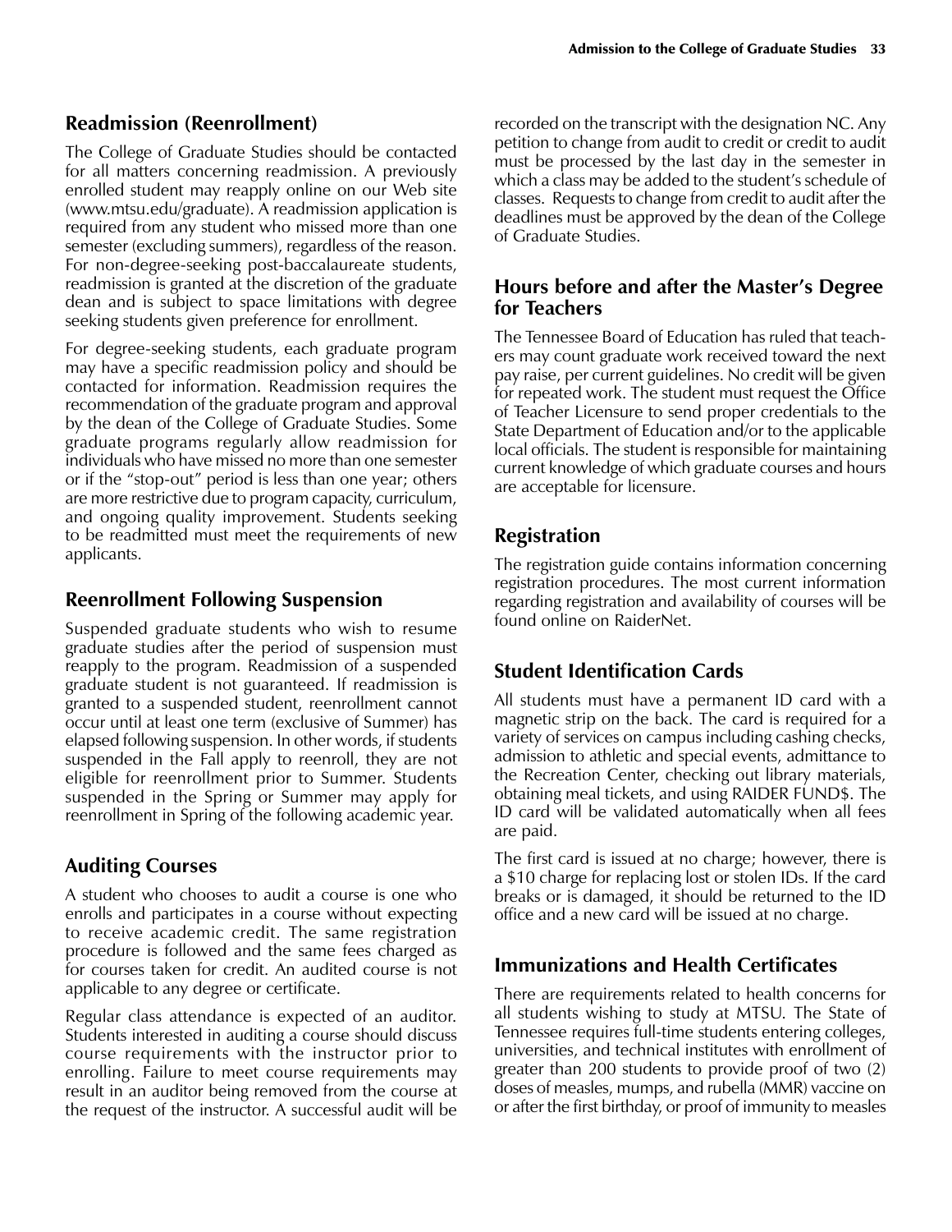## Readmission (Reenrollment)

The College of Graduate Studies should be contacted for all matters concerning readmission. A previously enrolled student may reapply online on our Web site (www.mtsu.edu/graduate). A readmission application is required from any student who missed more than one semester (excluding summers), regardless of the reason. For non-degree-seeking post-baccalaureate students, readmission is granted at the discretion of the graduate dean and is subject to space limitations with degree seeking students given preference for enrollment.

For degree-seeking students, each graduate program may have a specific readmission policy and should be contacted for information. Readmission requires the recommendation of the graduate program and approval by the dean of the College of Graduate Studies. Some graduate programs regularly allow readmission for individuals who have missed no more than one semester or if the "stop-out" period is less than one year; others are more restrictive due to program capacity, curriculum, and ongoing quality improvement. Students seeking to be readmitted must meet the requirements of new applicants.

## Reenrollment Following Suspension

Suspended graduate students who wish to resume graduate studies after the period of suspension must reapply to the program. Readmission of a suspended graduate student is not guaranteed. If readmission is granted to a suspended student, reenrollment cannot occur until at least one term (exclusive of Summer) has elapsed following suspension. In other words, if students suspended in the Fall apply to reenroll, they are not eligible for reenrollment prior to Summer. Students suspended in the Spring or Summer may apply for reenrollment in Spring of the following academic year.

## Auditing Courses

A student who chooses to audit a course is one who enrolls and participates in a course without expecting to receive academic credit. The same registration procedure is followed and the same fees charged as for courses taken for credit. An audited course is not applicable to any degree or certificate.

Regular class attendance is expected of an auditor. Students interested in auditing a course should discuss course requirements with the instructor prior to enrolling. Failure to meet course requirements may result in an auditor being removed from the course at the request of the instructor. A successful audit will be recorded on the transcript with the designation NC. Any petition to change from audit to credit or credit to audit must be processed by the last day in the semester in which a class may be added to the student's schedule of classes. Requests to change from credit to audit after the deadlines must be approved by the dean of the College of Graduate Studies.

## Hours before and after the Master's Degree for Teachers

The Tennessee Board of Education has ruled that teachers may count graduate work received toward the next pay raise, per current guidelines. No credit will be given for repeated work. The student must request the Office of Teacher Licensure to send proper credentials to the State Department of Education and/or to the applicable local officials. The student is responsible for maintaining current knowledge of which graduate courses and hours are acceptable for licensure.

## Registration

The registration guide contains information concerning registration procedures. The most current information regarding registration and availability of courses will be found online on RaiderNet.

## Student Identification Cards

All students must have a permanent ID card with a magnetic strip on the back. The card is required for a variety of services on campus including cashing checks, admission to athletic and special events, admittance to the Recreation Center, checking out library materials, obtaining meal tickets, and using RAIDER FUND$. The ID card will be validated automatically when all fees are paid.

The first card is issued at no charge; however, there is a $10 charge for replacing lost or stolen IDs. If the card breaks or is damaged, it should be returned to the ID office and a new card will be issued at no charge.

## Immunizations and Health Certificates

There are requirements related to health concerns for all students wishing to study at MTSU. The State of Tennessee requires full-time students entering colleges, universities, and technical institutes with enrollment of greater than 200 students to provide proof of two (2) doses of measles, mumps, and rubella (MMR) vaccine on or after the first birthday, or proof of immunity to measles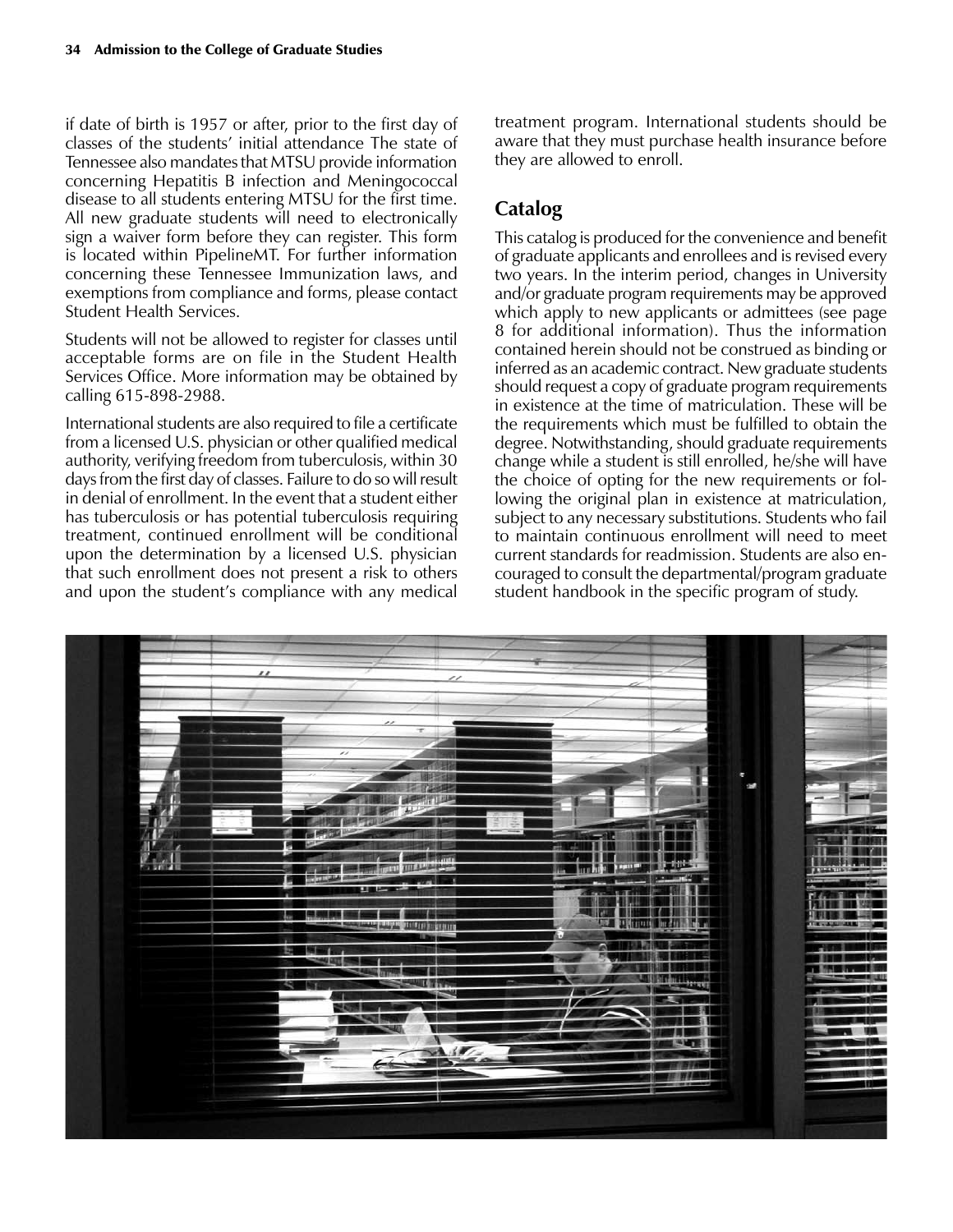if date of birth is 1957 or after, prior to the first day of classes of the students' initial attendance The state of Tennessee also mandates that MTSU provide information concerning Hepatitis B infection and Meningococcal disease to all students entering MTSU for the first time. All new graduate students will need to electronically sign a waiver form before they can register. This form is located within PipelineMT. For further information concerning these Tennessee Immunization laws, and exemptions from compliance and forms, please contact Student Health Services.

Students will not be allowed to register for classes until acceptable forms are on file in the Student Health Services Office. More information may be obtained by calling 615-898-2988.

International students are also required to file a certificate from a licensed U.S. physician or other qualified medical authority, verifying freedom from tuberculosis, within 30 days from the first day of classes. Failure to do so will result in denial of enrollment. In the event that a student either has tuberculosis or has potential tuberculosis requiring treatment, continued enrollment will be conditional upon the determination by a licensed U.S. physician that such enrollment does not present a risk to others and upon the student's compliance with any medical treatment program. International students should be aware that they must purchase health insurance before they are allowed to enroll.

## Catalog

This catalog is produced for the convenience and benefit of graduate applicants and enrollees and is revised every two years. In the interim period, changes in University and/or graduate program requirements may be approved which apply to new applicants or admittees (see page 8 for additional information). Thus the information contained herein should not be construed as binding or inferred as an academic contract. New graduate students should request a copy of graduate program requirements in existence at the time of matriculation. These will be the requirements which must be fulfilled to obtain the degree. Notwithstanding, should graduate requirements change while a student is still enrolled, he/she will have the choice of opting for the new requirements or following the original plan in existence at matriculation, subject to any necessary substitutions. Students who fail to maintain continuous enrollment will need to meet current standards for readmission. Students are also encouraged to consult the departmental/program graduate student handbook in the specific program of study.